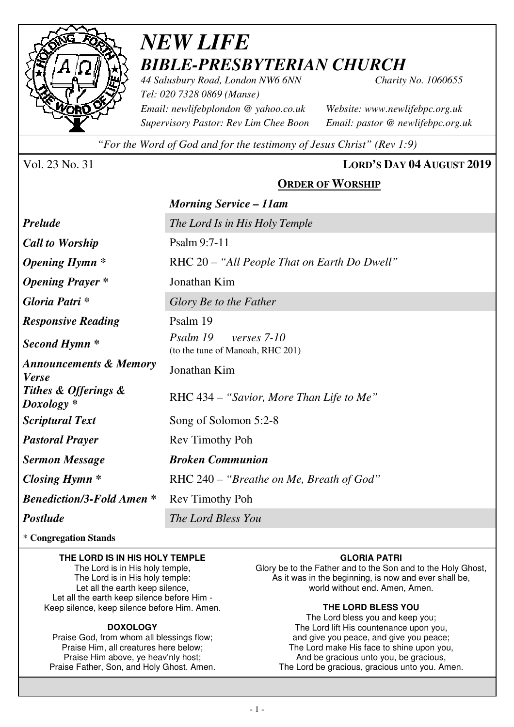# *NEW LIFE*
## *BIBLE-PRESBYTERIAN CHURCH*

*44 Salusbury Road, London NW6 6NN* *Charity No. 1060655*
*Tel: 020 7328 0869 (Manse)*
*Email: newlifebplondon @ yahoo.co.uk* *Website: www.newlifebpc.org.uk*
*Supervisory Pastor: Rev Lim Chee Boon* *Email: pastor @ newlifebpc.org.uk*

*"For the Word of God and for the testimony of Jesus Christ" (Rev 1:9)*

Vol. 23 No. 31 **LORD'S DAY 04 AUGUST 2019**

## ORDER OF WORSHIP

***Morning Service – 11am***

| | |
|---|---|
| ***Prelude*** | *The Lord Is in His Holy Temple* |
| ***Call to Worship*** | Psalm 9:7-11 |
| ***Opening Hymn**** | RHC 20 – *"All People That on Earth Do Dwell"* |
| ***Opening Prayer**** | Jonathan Kim |
| ***Gloria Patri**** | *Glory Be to the Father* |
| ***Responsive Reading*** | Psalm 19 |
| ***Second Hymn**** | *Psalm 19 verses 7-10* (to the tune of Manoah, RHC 201) |
| ***Announcements & Memory Verse*** | Jonathan Kim |
| ***Tithes & Offerings & Doxology**** | RHC 434 – *"Savior, More Than Life to Me"* |
| ***Scriptural Text*** | Song of Solomon 5:2-8 |
| ***Pastoral Prayer*** | Rev Timothy Poh |
| ***Sermon Message*** | ***Broken Communion*** |
| ***Closing Hymn**** | RHC 240 – *"Breathe on Me, Breath of God"* |
| ***Benediction/3-Fold Amen**** | Rev Timothy Poh |
| ***Postlude*** | *The Lord Bless You* |

\* **Congregation Stands**

**THE LORD IS IN HIS HOLY TEMPLE**

The Lord is in His holy temple,
The Lord is in His holy temple:
Let all the earth keep silence,
Let all the earth keep silence before Him -
Keep silence, keep silence before Him. Amen.

**DOXOLOGY**

Praise God, from whom all blessings flow;
Praise Him, all creatures here below;
Praise Him above, ye heav'nly host;
Praise Father, Son, and Holy Ghost. Amen.

**GLORIA PATRI**

Glory be to the Father and to the Son and to the Holy Ghost,
As it was in the beginning, is now and ever shall be,
world without end. Amen, Amen.

**THE LORD BLESS YOU**

The Lord bless you and keep you;
The Lord lift His countenance upon you,
and give you peace, and give you peace;
The Lord make His face to shine upon you,
And be gracious unto you, be gracious,
The Lord be gracious, gracious unto you. Amen.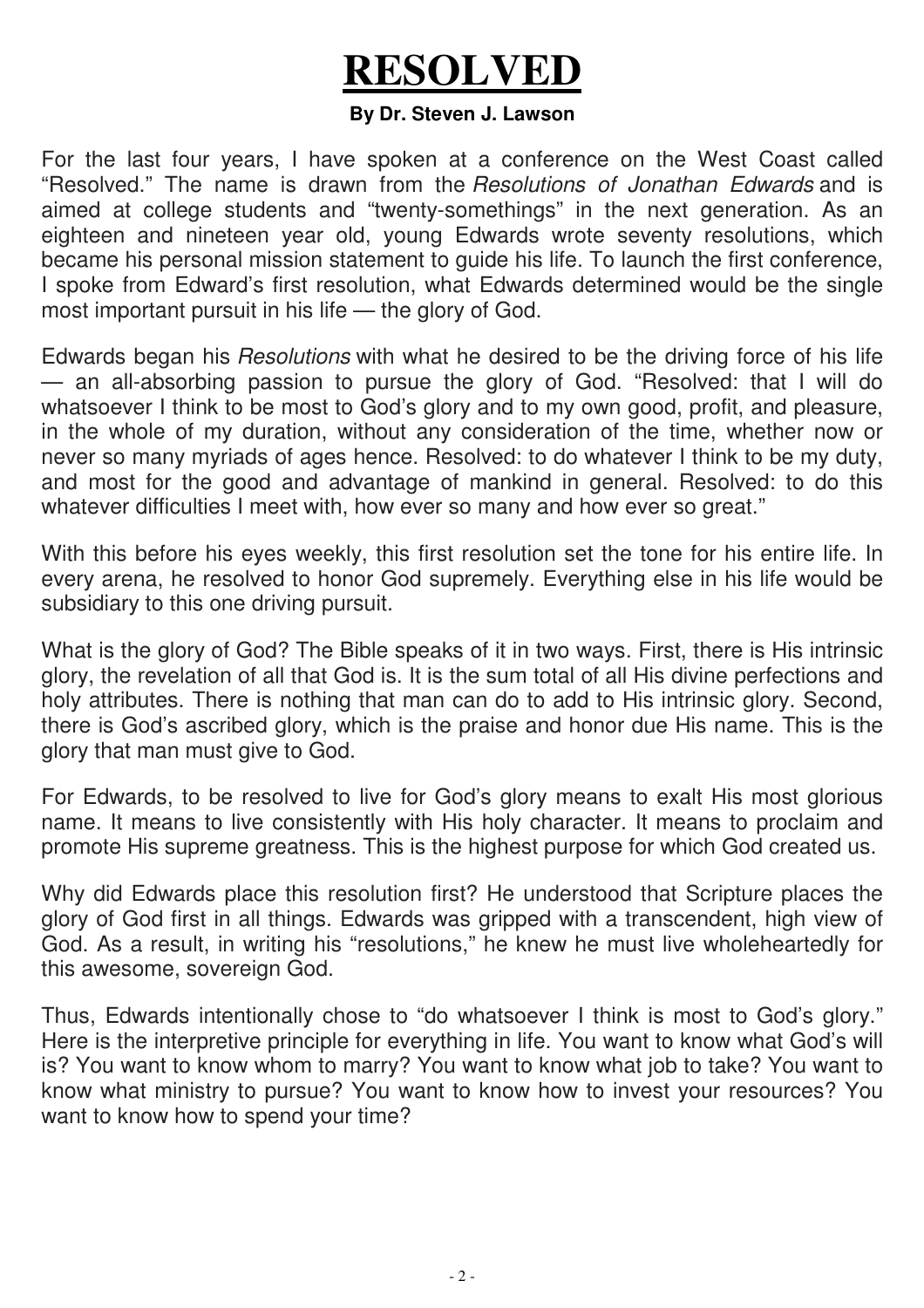# RESOLVED

**By Dr. Steven J. Lawson**

For the last four years, I have spoken at a conference on the West Coast called "Resolved." The name is drawn from the *Resolutions of Jonathan Edwards* and is aimed at college students and "twenty-somethings" in the next generation. As an eighteen and nineteen year old, young Edwards wrote seventy resolutions, which became his personal mission statement to guide his life. To launch the first conference, I spoke from Edward's first resolution, what Edwards determined would be the single most important pursuit in his life — the glory of God.

Edwards began his *Resolutions* with what he desired to be the driving force of his life — an all-absorbing passion to pursue the glory of God. "Resolved: that I will do whatsoever I think to be most to God's glory and to my own good, profit, and pleasure, in the whole of my duration, without any consideration of the time, whether now or never so many myriads of ages hence. Resolved: to do whatever I think to be my duty, and most for the good and advantage of mankind in general. Resolved: to do this whatever difficulties I meet with, how ever so many and how ever so great."

With this before his eyes weekly, this first resolution set the tone for his entire life. In every arena, he resolved to honor God supremely. Everything else in his life would be subsidiary to this one driving pursuit.

What is the glory of God? The Bible speaks of it in two ways. First, there is His intrinsic glory, the revelation of all that God is. It is the sum total of all His divine perfections and holy attributes. There is nothing that man can do to add to His intrinsic glory. Second, there is God's ascribed glory, which is the praise and honor due His name. This is the glory that man must give to God.

For Edwards, to be resolved to live for God's glory means to exalt His most glorious name. It means to live consistently with His holy character. It means to proclaim and promote His supreme greatness. This is the highest purpose for which God created us.

Why did Edwards place this resolution first? He understood that Scripture places the glory of God first in all things. Edwards was gripped with a transcendent, high view of God. As a result, in writing his "resolutions," he knew he must live wholeheartedly for this awesome, sovereign God.

Thus, Edwards intentionally chose to "do whatsoever I think is most to God's glory." Here is the interpretive principle for everything in life. You want to know what God's will is? You want to know whom to marry? You want to know what job to take? You want to know what ministry to pursue? You want to know how to invest your resources? You want to know how to spend your time?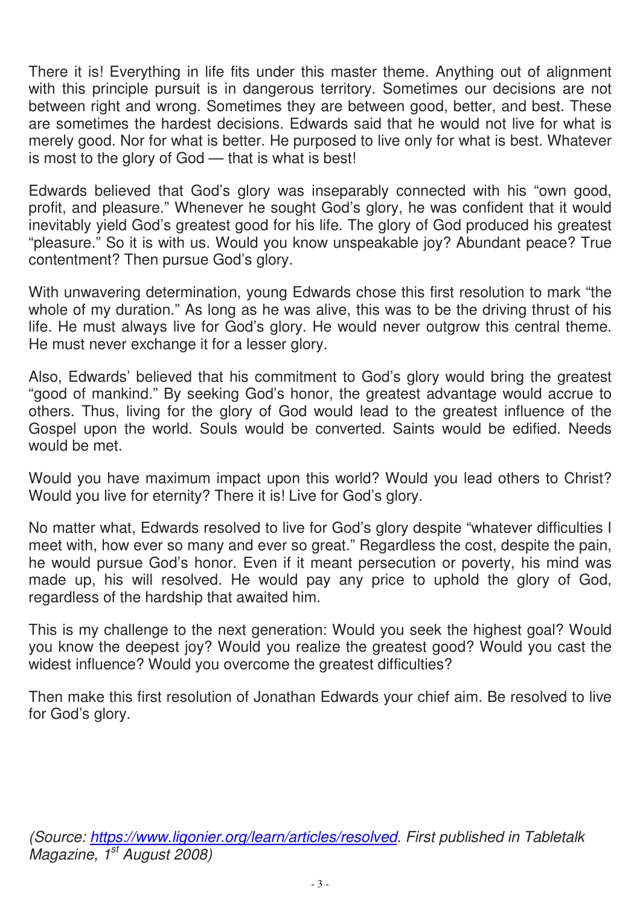There it is! Everything in life fits under this master theme. Anything out of alignment with this principle pursuit is in dangerous territory. Sometimes our decisions are not between right and wrong. Sometimes they are between good, better, and best. These are sometimes the hardest decisions. Edwards said that he would not live for what is merely good. Nor for what is better. He purposed to live only for what is best. Whatever is most to the glory of God — that is what is best!

Edwards believed that God's glory was inseparably connected with his "own good, profit, and pleasure." Whenever he sought God's glory, he was confident that it would inevitably yield God's greatest good for his life. The glory of God produced his greatest "pleasure." So it is with us. Would you know unspeakable joy? Abundant peace? True contentment? Then pursue God's glory.

With unwavering determination, young Edwards chose this first resolution to mark "the whole of my duration." As long as he was alive, this was to be the driving thrust of his life. He must always live for God's glory. He would never outgrow this central theme. He must never exchange it for a lesser glory.

Also, Edwards' believed that his commitment to God's glory would bring the greatest "good of mankind." By seeking God's honor, the greatest advantage would accrue to others. Thus, living for the glory of God would lead to the greatest influence of the Gospel upon the world. Souls would be converted. Saints would be edified. Needs would be met.

Would you have maximum impact upon this world? Would you lead others to Christ? Would you live for eternity? There it is! Live for God's glory.

No matter what, Edwards resolved to live for God's glory despite "whatever difficulties I meet with, how ever so many and ever so great." Regardless the cost, despite the pain, he would pursue God's honor. Even if it meant persecution or poverty, his mind was made up, his will resolved. He would pay any price to uphold the glory of God, regardless of the hardship that awaited him.

This is my challenge to the next generation: Would you seek the highest goal? Would you know the deepest joy? Would you realize the greatest good? Would you cast the widest influence? Would you overcome the greatest difficulties?

Then make this first resolution of Jonathan Edwards your chief aim. Be resolved to live for God's glory.

*(Source: https://www.ligonier.org/learn/articles/resolved. First published in Tabletalk Magazine, 1st August 2008)*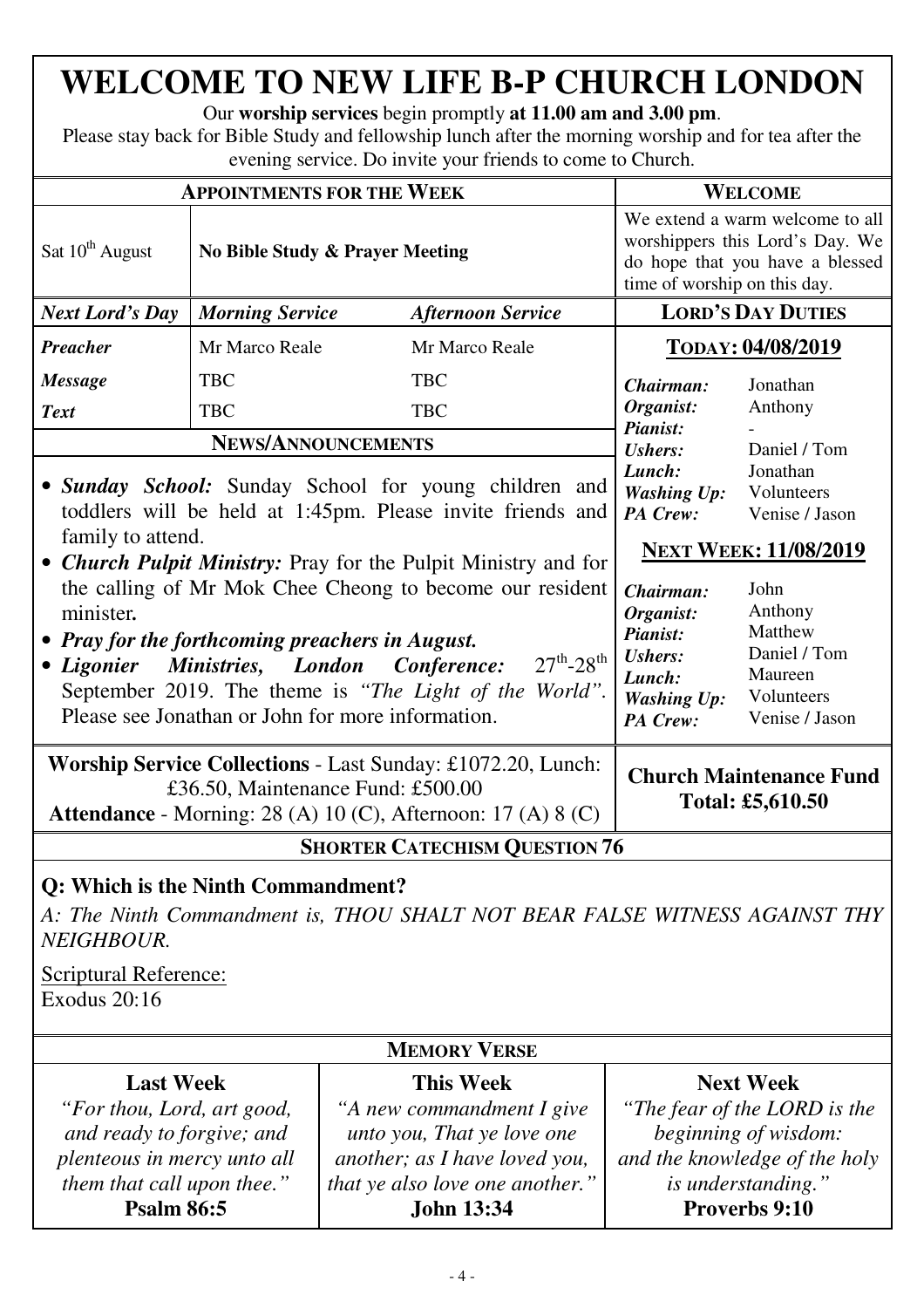# WELCOME TO NEW LIFE B-P CHURCH LONDON

Our **worship services** begin promptly **at 11.00 am and 3.00 pm**.
Please stay back for Bible Study and fellowship lunch after the morning worship and for tea after the evening service. Do invite your friends to come to Church.

## APPOINTMENTS FOR THE WEEK

| | | |
|---|---|---|
| Sat 10th August | **No Bible Study & Prayer Meeting** | |
| ***Next Lord's Day*** | ***Morning Service*** | ***Afternoon Service*** |
| ***Preacher*** | Mr Marco Reale | Mr Marco Reale |
| ***Message*** | TBC | TBC |
| ***Text*** | TBC | TBC |

## WELCOME

We extend a warm welcome to all worshippers this Lord's Day. We do hope that you have a blessed time of worship on this day.

## LORD'S DAY DUTIES

**TODAY: 04/08/2019**

| | |
|---|---|
| ***Chairman:*** | Jonathan |
| ***Organist:*** | Anthony |
| ***Pianist:*** | - |
| ***Ushers:*** | Daniel / Tom |
| ***Lunch:*** | Jonathan |
| ***Washing Up:*** | Volunteers |
| ***PA Crew:*** | Venise / Jason |

**NEXT WEEK: 11/08/2019**

| | |
|---|---|
| ***Chairman:*** | John |
| ***Organist:*** | Anthony |
| ***Pianist:*** | Matthew |
| ***Ushers:*** | Daniel / Tom |
| ***Lunch:*** | Maureen |
| ***Washing Up:*** | Volunteers |
| ***PA Crew:*** | Venise / Jason |

## NEWS/ANNOUNCEMENTS

- ***Sunday School:*** Sunday School for young children and toddlers will be held at 1:45pm. Please invite friends and family to attend.
- ***Church Pulpit Ministry:*** Pray for the Pulpit Ministry and for the calling of Mr Mok Chee Cheong to become our resident minister**.**
- ***Pray for the forthcoming preachers in August.***
- ***Ligonier Ministries, London Conference:*** 27th-28th September 2019. The theme is *"The Light of the World"*. Please see Jonathan or John for more information.

**Worship Service Collections** - Last Sunday: £1072.20, Lunch: £36.50, Maintenance Fund: £500.00
**Attendance** - Morning: 28 (A) 10 (C), Afternoon: 17 (A) 8 (C)

**Church Maintenance Fund Total: £5,610.50**

## SHORTER CATECHISM QUESTION 76

**Q: Which is the Ninth Commandment?**

*A: The Ninth Commandment is, THOU SHALT NOT BEAR FALSE WITNESS AGAINST THY NEIGHBOUR.*

Scriptural Reference:
Exodus 20:16

## MEMORY VERSE

**Last Week**
*"For thou, Lord, art good, and ready to forgive; and plenteous in mercy unto all them that call upon thee."*
**Psalm 86:5**

**This Week**
*"A new commandment I give unto you, That ye love one another; as I have loved you, that ye also love one another."*
**John 13:34**

**Next Week**
*"The fear of the LORD is the beginning of wisdom: and the knowledge of the holy is understanding."*
**Proverbs 9:10**